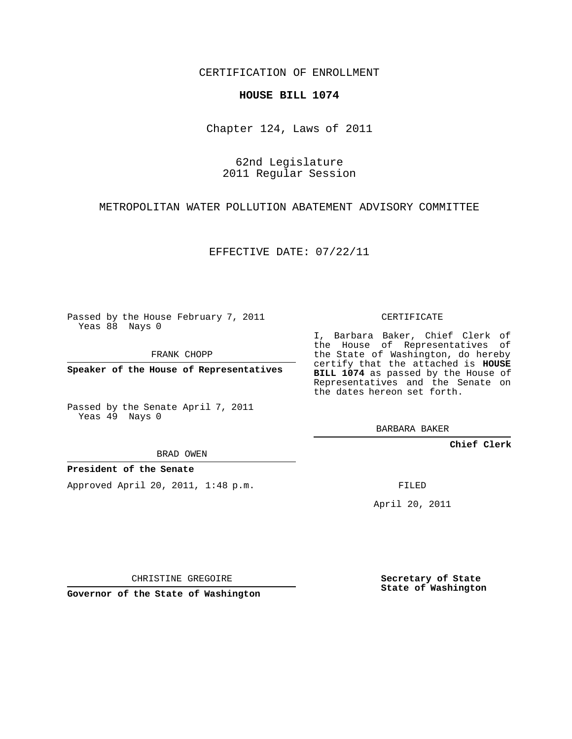CERTIFICATION OF ENROLLMENT

**HOUSE BILL 1074**

Chapter 124, Laws of 2011

62nd Legislature
2011 Regular Session

METROPOLITAN WATER POLLUTION ABATEMENT ADVISORY COMMITTEE

EFFECTIVE DATE: 07/22/11

Passed by the House February 7, 2011
Yeas 88 Nays 0

FRANK CHOPP

**Speaker of the House of Representatives**

Passed by the Senate April 7, 2011
Yeas 49 Nays 0

BRAD OWEN

**President of the Senate**

Approved April 20, 2011, 1:48 p.m.

CHRISTINE GREGOIRE

**Governor of the State of Washington**

CERTIFICATE

I, Barbara Baker, Chief Clerk of the House of Representatives of the State of Washington, do hereby certify that the attached is **HOUSE BILL 1074** as passed by the House of Representatives and the Senate on the dates hereon set forth.

BARBARA BAKER

**Chief Clerk**

FILED

April 20, 2011

**Secretary of State**
**State of Washington**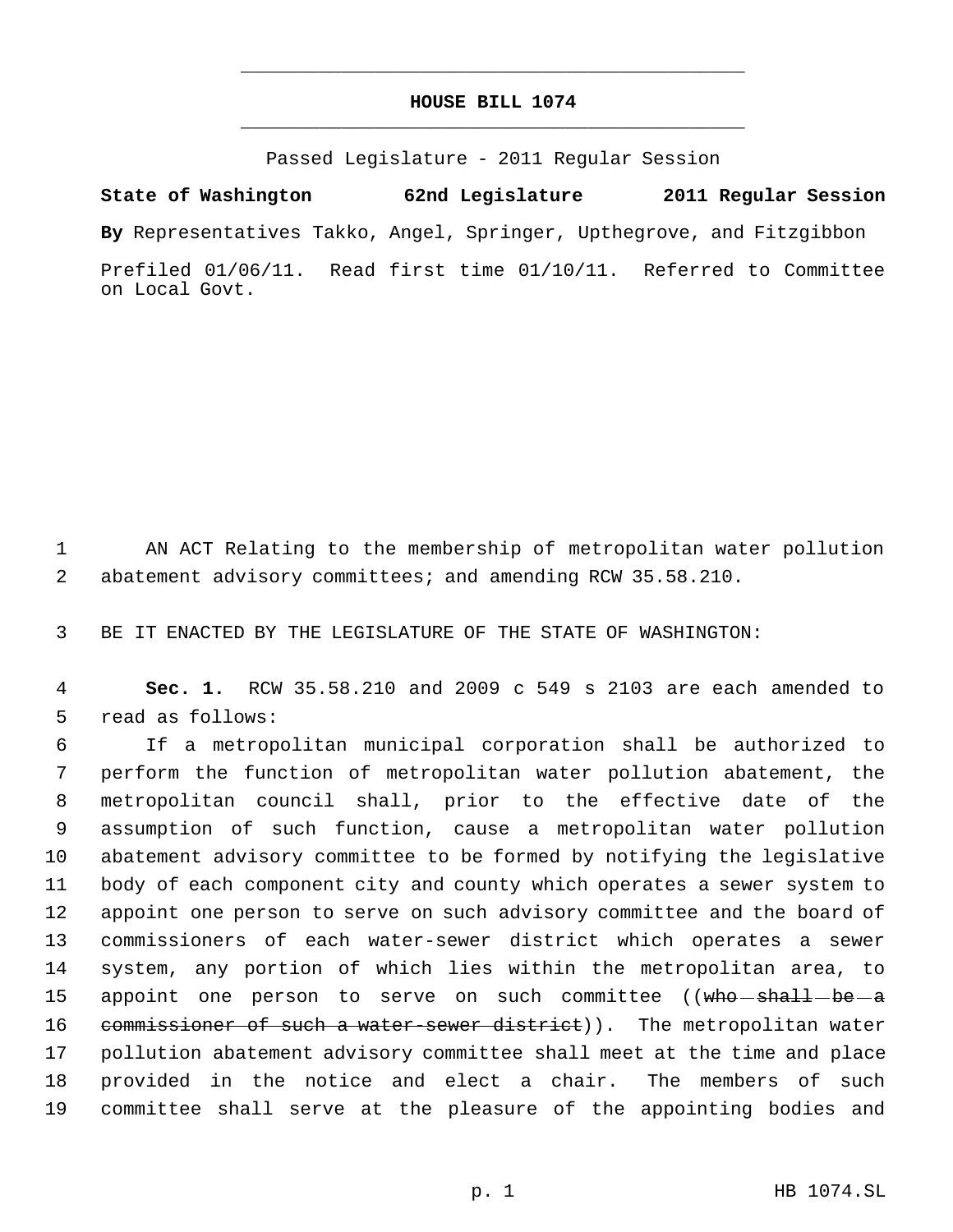# HOUSE BILL 1074

Passed Legislature - 2011 Regular Session

**State of Washington 62nd Legislature 2011 Regular Session**

**By** Representatives Takko, Angel, Springer, Upthegrove, and Fitzgibbon

Prefiled 01/06/11. Read first time 01/10/11. Referred to Committee on Local Govt.

AN ACT Relating to the membership of metropolitan water pollution abatement advisory committees; and amending RCW 35.58.210.

BE IT ENACTED BY THE LEGISLATURE OF THE STATE OF WASHINGTON:

**Sec. 1.** RCW 35.58.210 and 2009 c 549 s 2103 are each amended to read as follows:

If a metropolitan municipal corporation shall be authorized to perform the function of metropolitan water pollution abatement, the metropolitan council shall, prior to the effective date of the assumption of such function, cause a metropolitan water pollution abatement advisory committee to be formed by notifying the legislative body of each component city and county which operates a sewer system to appoint one person to serve on such advisory committee and the board of commissioners of each water-sewer district which operates a sewer system, any portion of which lies within the metropolitan area, to appoint one person to serve on such committee ((~~who shall be a commissioner of such a water-sewer district~~)). The metropolitan water pollution abatement advisory committee shall meet at the time and place provided in the notice and elect a chair. The members of such committee shall serve at the pleasure of the appointing bodies and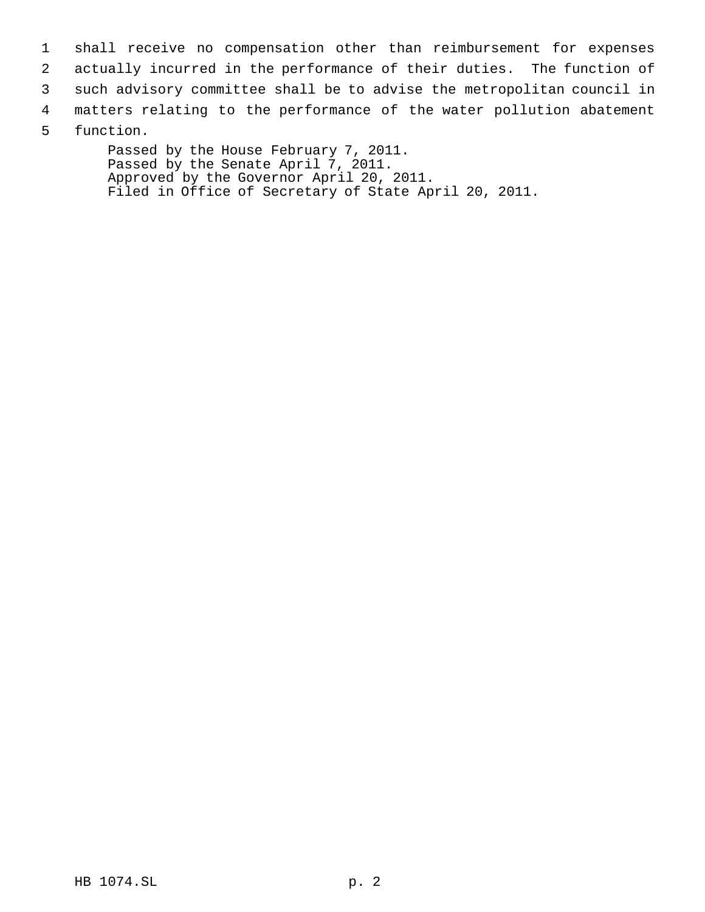shall receive no compensation other than reimbursement for expenses actually incurred in the performance of their duties. The function of such advisory committee shall be to advise the metropolitan council in matters relating to the performance of the water pollution abatement function.

Passed by the House February 7, 2011.
Passed by the Senate April 7, 2011.
Approved by the Governor April 20, 2011.
Filed in Office of Secretary of State April 20, 2011.